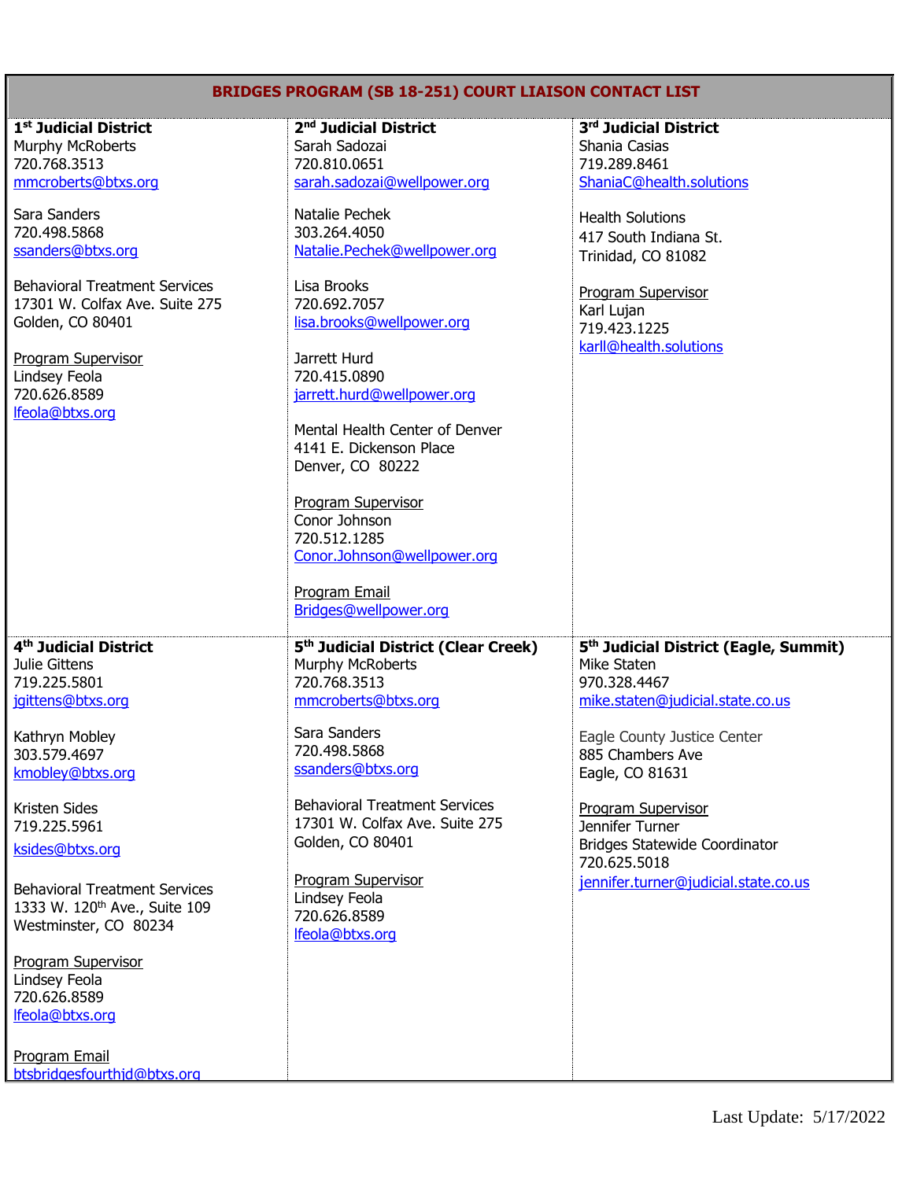# BRIDGES PROGRAM (SB 18-251) COURT LIAISON CONTACT LIST

## 1st Judicial District

Murphy McRoberts
720.768.3513
mmcroberts@btxs.org

Sara Sanders
720.498.5868
ssanders@btxs.org

Behavioral Treatment Services
17301 W. Colfax Ave. Suite 275
Golden, CO 80401

Program Supervisor
Lindsey Feola
720.626.8589
lfeola@btxs.org

## 2nd Judicial District

Sarah Sadozai
720.810.0651
sarah.sadozai@wellpower.org

Natalie Pechek
303.264.4050
Natalie.Pechek@wellpower.org

Lisa Brooks
720.692.7057
lisa.brooks@wellpower.org

Jarrett Hurd
720.415.0890
jarrett.hurd@wellpower.org

Mental Health Center of Denver
4141 E. Dickenson Place
Denver, CO 80222

Program Supervisor
Conor Johnson
720.512.1285
Conor.Johnson@wellpower.org

Program Email
Bridges@wellpower.org

## 3rd Judicial District

Shania Casias
719.289.8461
ShaniaC@health.solutions

Health Solutions
417 South Indiana St.
Trinidad, CO 81082

Program Supervisor
Karl Lujan
719.423.1225
karll@health.solutions

## 4th Judicial District

Julie Gittens
719.225.5801
jgittens@btxs.org

Kathryn Mobley
303.579.4697
kmobley@btxs.org

Kristen Sides
719.225.5961
ksides@btxs.org

Behavioral Treatment Services
1333 W. 120th Ave., Suite 109
Westminster, CO 80234

Program Supervisor
Lindsey Feola
720.626.8589
lfeola@btxs.org

Program Email
btsbridgesfourthjd@btxs.org

## 5th Judicial District (Clear Creek)

Murphy McRoberts
720.768.3513
mmcroberts@btxs.org

Sara Sanders
720.498.5868
ssanders@btxs.org

Behavioral Treatment Services
17301 W. Colfax Ave. Suite 275
Golden, CO 80401

Program Supervisor
Lindsey Feola
720.626.8589
lfeola@btxs.org

## 5th Judicial District (Eagle, Summit)

Mike Staten
970.328.4467
mike.staten@judicial.state.co.us

Eagle County Justice Center
885 Chambers Ave
Eagle, CO 81631

Program Supervisor
Jennifer Turner
Bridges Statewide Coordinator
720.625.5018
jennifer.turner@judicial.state.co.us

Last Update: 5/17/2022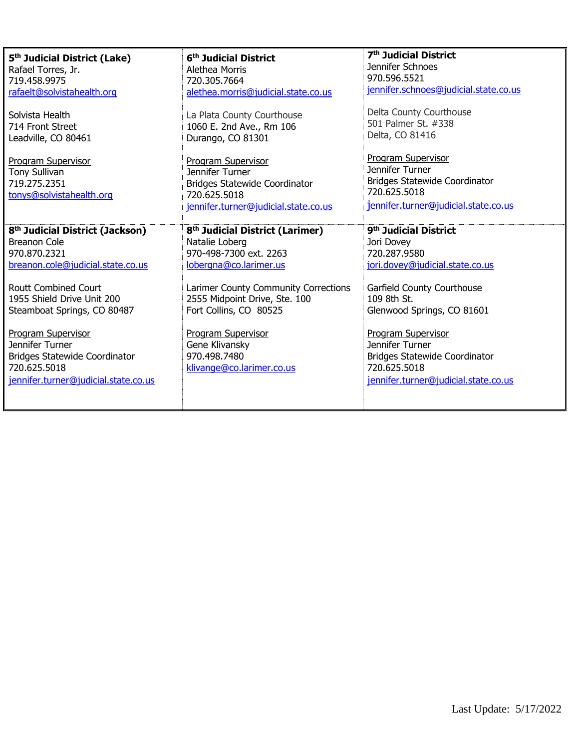| 5th Judicial District (Lake) | 6th Judicial District | 7th Judicial District |
|---|---|---|
| Rafael Torres, Jr.<br>719.458.9975<br>rafaelt@solvistahealth.org<br><br>Solvista Health<br>714 Front Street<br>Leadville, CO 80461<br><br>Program Supervisor<br>Tony Sullivan<br>719.275.2351<br>tonys@solvistahealth.org | Alethea Morris<br>720.305.7664<br>alethea.morris@judicial.state.co.us<br><br>La Plata County Courthouse<br>1060 E. 2nd Ave., Rm 106<br>Durango, CO 81301<br><br>Program Supervisor<br>Jennifer Turner<br>Bridges Statewide Coordinator<br>720.625.5018<br>jennifer.turner@judicial.state.co.us | Jennifer Schnoes<br>970.596.5521<br>jennifer.schnoes@judicial.state.co.us<br><br>Delta County Courthouse<br>501 Palmer St. #338<br>Delta, CO 81416<br><br>Program Supervisor<br>Jennifer Turner<br>Bridges Statewide Coordinator<br>720.625.5018<br>jennifer.turner@judicial.state.co.us |
| **8th Judicial District (Jackson)** | **8th Judicial District (Larimer)** | **9th Judicial District** |
| Breanon Cole<br>970.870.2321<br>breanon.cole@judicial.state.co.us<br><br>Routt Combined Court<br>1955 Shield Drive Unit 200<br>Steamboat Springs, CO 80487<br><br>Program Supervisor<br>Jennifer Turner<br>Bridges Statewide Coordinator<br>720.625.5018<br>jennifer.turner@judicial.state.co.us | Natalie Loberg<br>970-498-7300 ext. 2263<br>lobergna@co.larimer.us<br><br>Larimer County Community Corrections<br>2555 Midpoint Drive, Ste. 100<br>Fort Collins, CO 80525<br><br>Program Supervisor<br>Gene Klivansky<br>970.498.7480<br>klivange@co.larimer.co.us | Jori Dovey<br>720.287.9580<br>jori.dovey@judicial.state.co.us<br><br>Garfield County Courthouse<br>109 8th St.<br>Glenwood Springs, CO 81601<br><br>Program Supervisor<br>Jennifer Turner<br>Bridges Statewide Coordinator<br>720.625.5018<br>jennifer.turner@judicial.state.co.us |

Last Update: 5/17/2022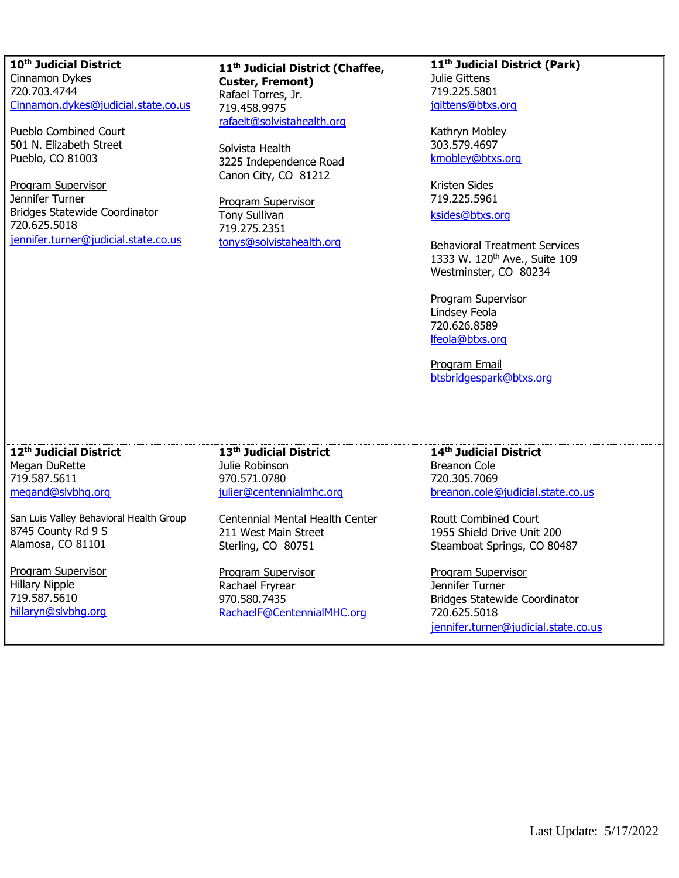| **10th Judicial District** | **11th Judicial District (Chaffee, Custer, Fremont)** | **11th Judicial District (Park)** |
|---|---|---|
| Cinnamon Dykes<br>720.703.4744<br>Cinnamon.dykes@judicial.state.co.us<br><br>Pueblo Combined Court<br>501 N. Elizabeth Street<br>Pueblo, CO 81003<br><br>Program Supervisor<br>Jennifer Turner<br>Bridges Statewide Coordinator<br>720.625.5018<br>jennifer.turner@judicial.state.co.us | Rafael Torres, Jr.<br>719.458.9975<br>rafaelt@solvistahealth.org<br><br>Solvista Health<br>3225 Independence Road<br>Canon City, CO 81212<br><br>Program Supervisor<br>Tony Sullivan<br>719.275.2351<br>tonys@solvistahealth.org | Julie Gittens<br>719.225.5801<br>jgittens@btxs.org<br><br>Kathryn Mobley<br>303.579.4697<br>kmobley@btxs.org<br><br>Kristen Sides<br>719.225.5961<br>ksides@btxs.org<br><br>Behavioral Treatment Services<br>1333 W. 120th Ave., Suite 109<br>Westminster, CO 80234<br><br>Program Supervisor<br>Lindsey Feola<br>720.626.8589<br>lfeola@btxs.org<br><br>Program Email<br>btsbridgespark@btxs.org |
| **12th Judicial District** | **13th Judicial District** | **14th Judicial District** |
| Megan DuRette<br>719.587.5611<br>megand@slvbhg.org<br><br>San Luis Valley Behavioral Health Group<br>8745 County Rd 9 S<br>Alamosa, CO 81101<br><br>Program Supervisor<br>Hillary Nipple<br>719.587.5610<br>hillaryn@slvbhg.org | Julie Robinson<br>970.571.0780<br>julier@centennialmhc.org<br><br>Centennial Mental Health Center<br>211 West Main Street<br>Sterling, CO 80751<br><br>Program Supervisor<br>Rachael Fryrear<br>970.580.7435<br>RachaelF@CentennialMHC.org | Breanon Cole<br>720.305.7069<br>breanon.cole@judicial.state.co.us<br><br>Routt Combined Court<br>1955 Shield Drive Unit 200<br>Steamboat Springs, CO 80487<br><br>Program Supervisor<br>Jennifer Turner<br>Bridges Statewide Coordinator<br>720.625.5018<br>jennifer.turner@judicial.state.co.us |

Last Update: 5/17/2022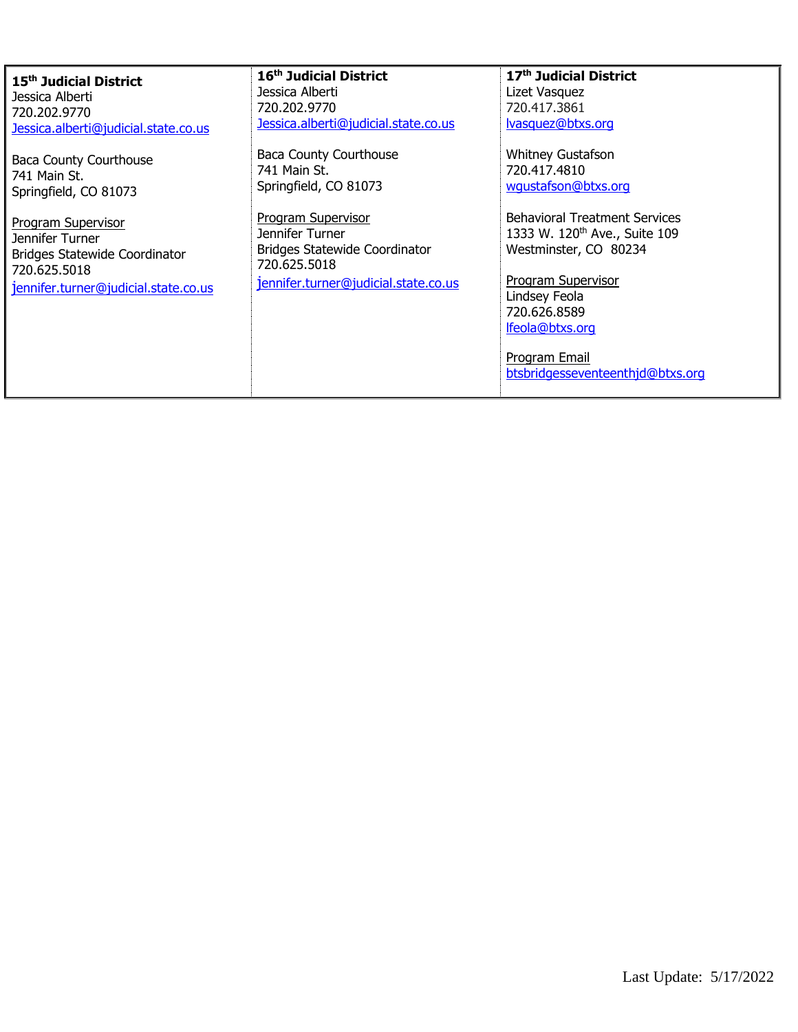| 15th Judicial District | 16th Judicial District | 17th Judicial District |
|---|---|---|
| Jessica Alberti<br>720.202.9770<br>Jessica.alberti@judicial.state.co.us<br><br>Baca County Courthouse<br>741 Main St.<br>Springfield, CO 81073<br><br>Program Supervisor<br>Jennifer Turner<br>Bridges Statewide Coordinator<br>720.625.5018<br>jennifer.turner@judicial.state.co.us | Jessica Alberti<br>720.202.9770<br>Jessica.alberti@judicial.state.co.us<br><br>Baca County Courthouse<br>741 Main St.<br>Springfield, CO 81073<br><br>Program Supervisor<br>Jennifer Turner<br>Bridges Statewide Coordinator<br>720.625.5018<br>jennifer.turner@judicial.state.co.us | Lizet Vasquez<br>720.417.3861<br>lvasquez@btxs.org<br><br>Whitney Gustafson<br>720.417.4810<br>wgustafson@btxs.org<br><br>Behavioral Treatment Services<br>1333 W. 120th Ave., Suite 109<br>Westminster, CO 80234<br><br>Program Supervisor<br>Lindsey Feola<br>720.626.8589<br>lfeola@btxs.org<br><br>Program Email<br>btsbridgesseventeenthjd@btxs.org |

Last Update: 5/17/2022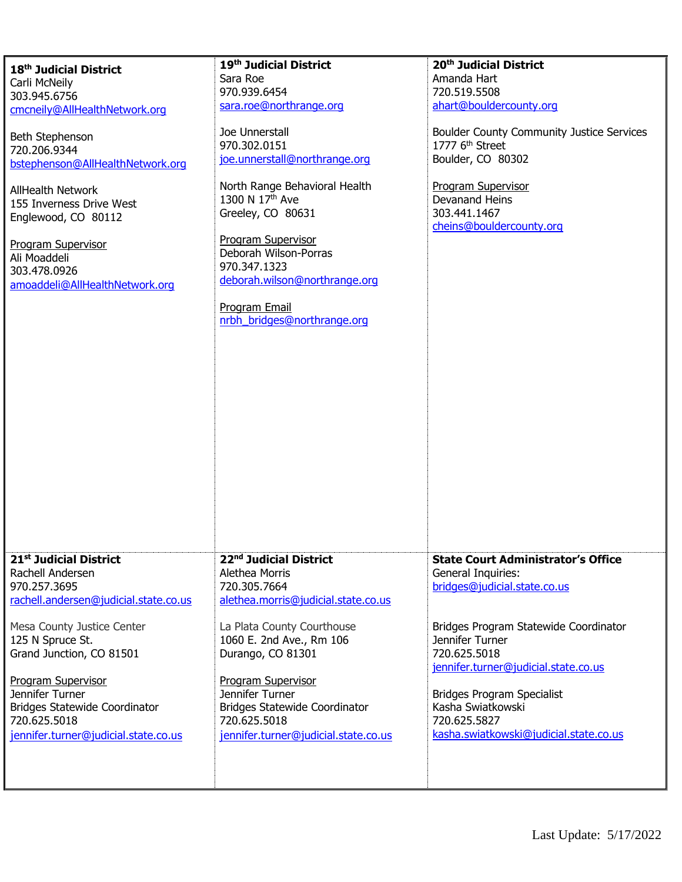| | | |
|---|---|---|
| **18th Judicial District**<br>Carli McNeily<br>303.945.6756<br>cmcneily@AllHealthNetwork.org<br><br>Beth Stephenson<br>720.206.9344<br>bstephenson@AllHealthNetwork.org<br><br>AllHealth Network<br>155 Inverness Drive West<br>Englewood, CO 80112<br><br>Program Supervisor<br>Ali Moaddeli<br>303.478.0926<br>amoaddeli@AllHealthNetwork.org | **19th Judicial District**<br>Sara Roe<br>970.939.6454<br>sara.roe@northrange.org<br><br>Joe Unnerstall<br>970.302.0151<br>joe.unnerstall@northrange.org<br><br>North Range Behavioral Health<br>1300 N 17th Ave<br>Greeley, CO 80631<br><br>Program Supervisor<br>Deborah Wilson-Porras<br>970.347.1323<br>deborah.wilson@northrange.org<br><br>Program Email<br>nrbh_bridges@northrange.org | **20th Judicial District**<br>Amanda Hart<br>720.519.5508<br>ahart@bouldercounty.org<br><br>Boulder County Community Justice Services<br>1777 6th Street<br>Boulder, CO 80302<br><br>Program Supervisor<br>Devanand Heins<br>303.441.1467<br>cheins@bouldercounty.org |
| **21st Judicial District**<br>Rachell Andersen<br>970.257.3695<br>rachell.andersen@judicial.state.co.us<br><br>Mesa County Justice Center<br>125 N Spruce St.<br>Grand Junction, CO 81501<br><br>Program Supervisor<br>Jennifer Turner<br>Bridges Statewide Coordinator<br>720.625.5018<br>jennifer.turner@judicial.state.co.us | **22nd Judicial District**<br>Alethea Morris<br>720.305.7664<br>alethea.morris@judicial.state.co.us<br><br>La Plata County Courthouse<br>1060 E. 2nd Ave., Rm 106<br>Durango, CO 81301<br><br>Program Supervisor<br>Jennifer Turner<br>Bridges Statewide Coordinator<br>720.625.5018<br>jennifer.turner@judicial.state.co.us | **State Court Administrator's Office**<br>General Inquiries:<br>bridges@judicial.state.co.us<br><br>Bridges Program Statewide Coordinator<br>Jennifer Turner<br>720.625.5018<br>jennifer.turner@judicial.state.co.us<br><br>Bridges Program Specialist<br>Kasha Swiatkowski<br>720.625.5827<br>kasha.swiatkowski@judicial.state.co.us |

Last Update: 5/17/2022